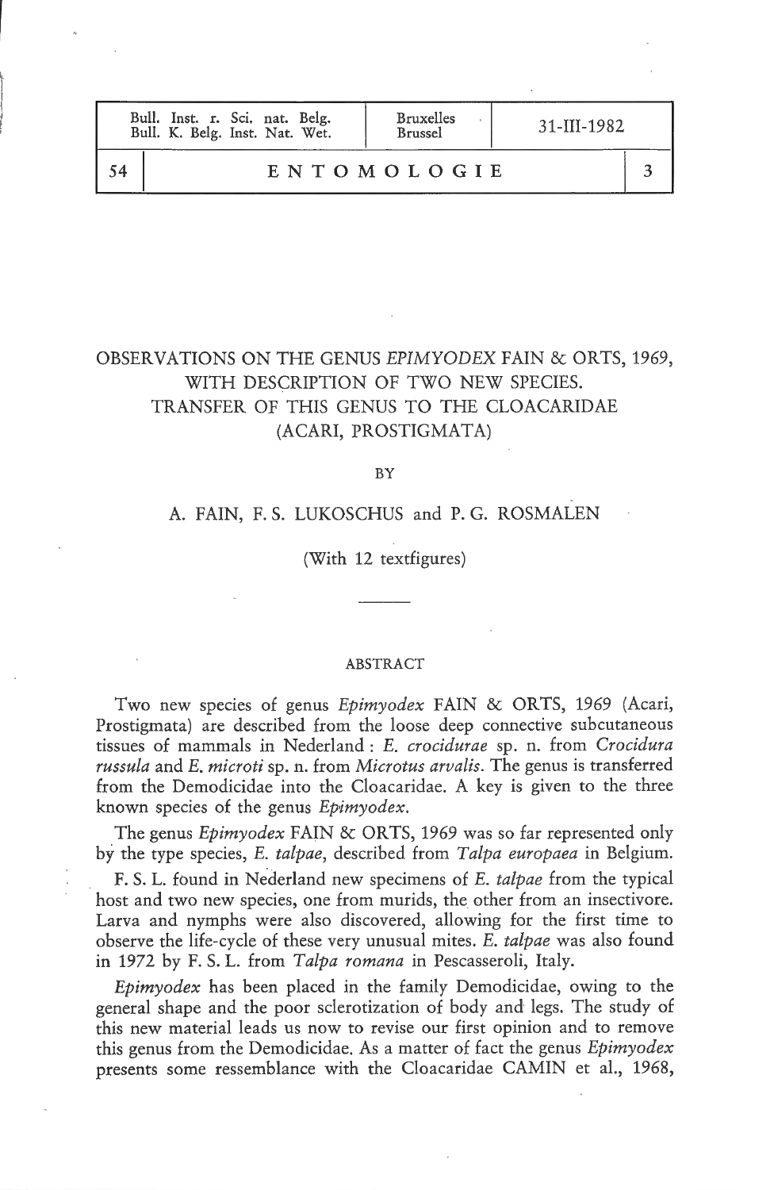# OBSERVATIONS ON THE GENUS *EPIMYODEX* FAIN & ORTS, 1969, WITH DESCRIPTION OF TWO NEW SPECIES. TRANSFER OF THIS GENUS TO THE CLOACARIDAE (ACARI, PROSTIGMATA)

BY

A. FAIN, F. S. LUKOSCHUS and P. G. ROSMALEN

(With 12 textfigures)

---

## ABSTRACT

Two new species of genus *Epimyodex* FAIN & ORTS, 1969 (Acari, Prostigmata) are described from the loose deep connective subcutaneous tissues of mammals in Nederland : *E. crocidurae* sp. n. from *Crocidura russula* and *E. microti* sp. n. from *Microtus arvalis*. The genus is transferred from the Demodicidae into the Cloacaridae. A key is given to the three known species of the genus *Epimyodex*.

The genus *Epimyodex* FAIN & ORTS, 1969 was so far represented only by the type species, *E. talpae*, described from *Talpa europaea* in Belgium.

F. S. L. found in Nederland new specimens of *E. talpae* from the typical host and two new species, one from murids, the other from an insectivore. Larva and nymphs were also discovered, allowing for the first time to observe the life-cycle of these very unusual mites. *E. talpae* was also found in 1972 by F. S. L. from *Talpa romana* in Pescasseroli, Italy.

*Epimyodex* has been placed in the family Demodicidae, owing to the general shape and the poor sclerotization of body and legs. The study of this new material leads us now to revise our first opinion and to remove this genus from the Demodicidae. As a matter of fact the genus *Epimyodex* presents some ressemblance with the Cloacaridae CAMIN et al., 1968,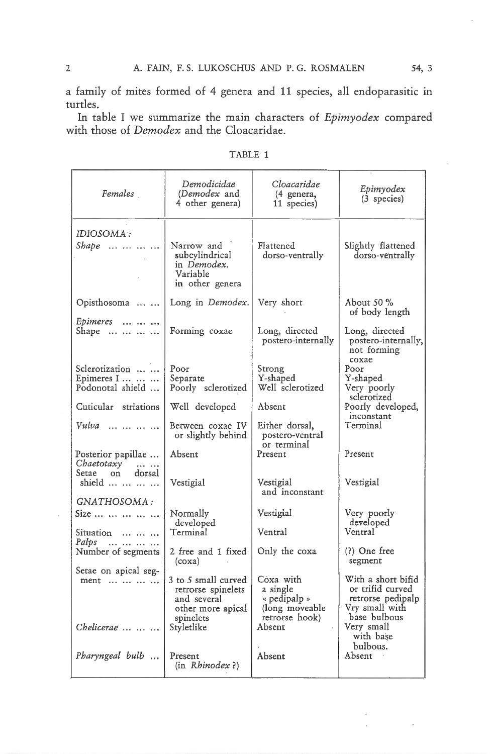a family of mites formed of 4 genera and 11 species, all endoparasitic in turtles.

In table I we summarize the main characters of *Epimyodex* compared with those of *Demodex* and the Cloacaridae.

TABLE 1

| *Females* | *Demodicidae* (*Demodex* and 4 other genera) | *Cloacaridae* (4 genera, 11 species) | *Epimyodex* (3 species) |
|---|---|---|---|
| *IDIOSOMA:* | | | |
| *Shape* ... ... ... ... | Narrow and subcylindrical in *Demodex*. Variable in other genera | Flattened dorso-ventrally | Slightly flattened dorso-ventrally |
| Opisthosoma ... ... | Long in *Demodex*. | Very short | About 50 % of body length |
| *Epimeres* ... ... ... | | | |
| Shape ... ... ... ... | Forming coxae | Long, directed postero-internally | Long, directed postero-internally, not forming coxae |
| Sclerotization ... ... | Poor | Strong | Poor |
| Epimeres I ... ... ... | Separate | Y-shaped | Y-shaped |
| Podonotal shield ... | Poorly sclerotized | Well sclerotized | Very poorly sclerotized |
| Cuticular striations | Well developed | Absent | Poorly developed, inconstant |
| *Vulva* ... ... ... ... | Between coxae IV or slightly behind | Either dorsal, postero-ventral or terminal | Terminal |
| Posterior papillae ... | Absent | Present | Present |
| *Chaetotaxy* ... ... | | | |
| Setae on dorsal shield ... ... ... ... | Vestigial | Vestigial and inconstant | Vestigial |
| *GNATHOSOMA:* | | | |
| Size ... ... ... ... ... | Normally developed | Vestigial | Very poorly developed |
| Situation ... ... ... | Terminal | Ventral | Ventral |
| *Palps* ... ... ... ... | | | |
| Number of segments | 2 free and 1 fixed (coxa) | Only the coxa | (?) One free segment |
| Setae on apical segment ... ... ... ... | 3 to 5 small curved retrorse spinelets and several other more apical spinelets | Coxa with a single « pedipalp » (long moveable retrorse hook) | With a short bifid or trifid curved retrorse pedipalp Vry small with base bulbous |
| *Chelicerae* ... ... ... | Styletlike | Absent | Very small with base bulbous. |
| *Pharyngeal bulb* ... | Present (in *Rhinodex* ?) | Absent | Absent |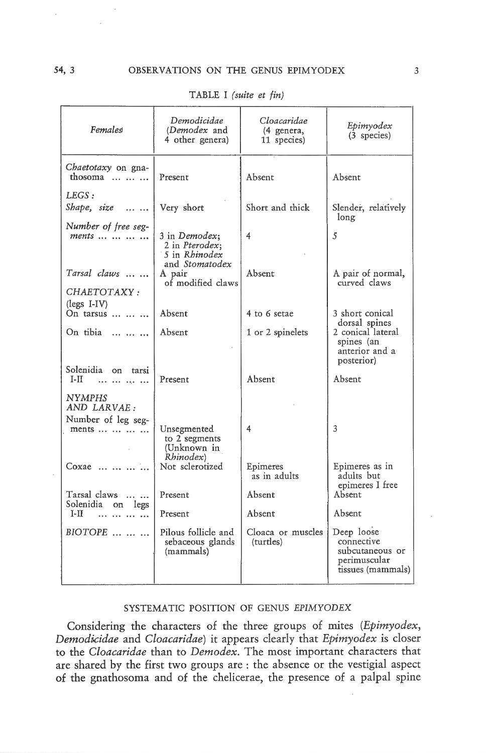TABLE I *(suite et fin)*

| *Females* | *Demodicidae* (*Demodex* and 4 other genera) | *Cloacaridae* (4 genera, 11 species) | *Epimyodex* (3 species) |
|---|---|---|---|
| *Chaetotaxy* on gnathosoma ... ... ... | Present | Absent | Absent |
| *LEGS:* | | | |
| *Shape, size* ... ... | Very short | Short and thick | Slender, relatively long |
| *Number of free segments* ... ... ... ... | 3 in *Demodex*; 2 in *Pterodex*; 5 in *Rhinodex* and *Stomatodex* | 4 | 5 |
| *Tarsal claws* ... ... | A pair of modified claws | Absent | A pair of normal, curved claws |
| *CHAETOTAXY:* (legs I-IV) | | | |
| On tarsus ... ... ... | Absent | 4 to 6 setae | 3 short conical dorsal spines |
| On tibia ... ... ... | Absent | 1 or 2 spinelets | 2 conical lateral spines (an anterior and a posterior) |
| Solenidia on tarsi I-II ... ... ... ... | Present | Absent | Absent |
| *NYMPHS AND LARVAE:* | | | |
| Number of leg segments ... ... ... ... | Unsegmented to 2 segments (Unknown in *Rhinodex*) | 4 | 3 |
| Coxae ... ... ... ... | Not sclerotized | Epimeres as in adults | Epimeres as in adults but epimeres I free |
| Tarsal claws ... ... | Present | Absent | Absent |
| Solenidia on legs I-II ... ... ... ... | Present | Absent | Absent |
| *BIOTOPE* ... ... ... | Pilous follicle and sebaceous glands (mammals) | Cloaca or muscles (turtles) | Deep loose connective subcutaneous or perimuscular tissues (mammals) |

## SYSTEMATIC POSITION OF GENUS *EPIMYODEX*

Considering the characters of the three groups of mites (*Epimyodex*, *Demodicidae* and *Cloacaridae*) it appears clearly that *Epimyodex* is closer to the *Cloacaridae* than to *Demodex*. The most important characters that are shared by the first two groups are : the absence or the vestigial aspect of the gnathosoma and of the chelicerae, the presence of a palpal spine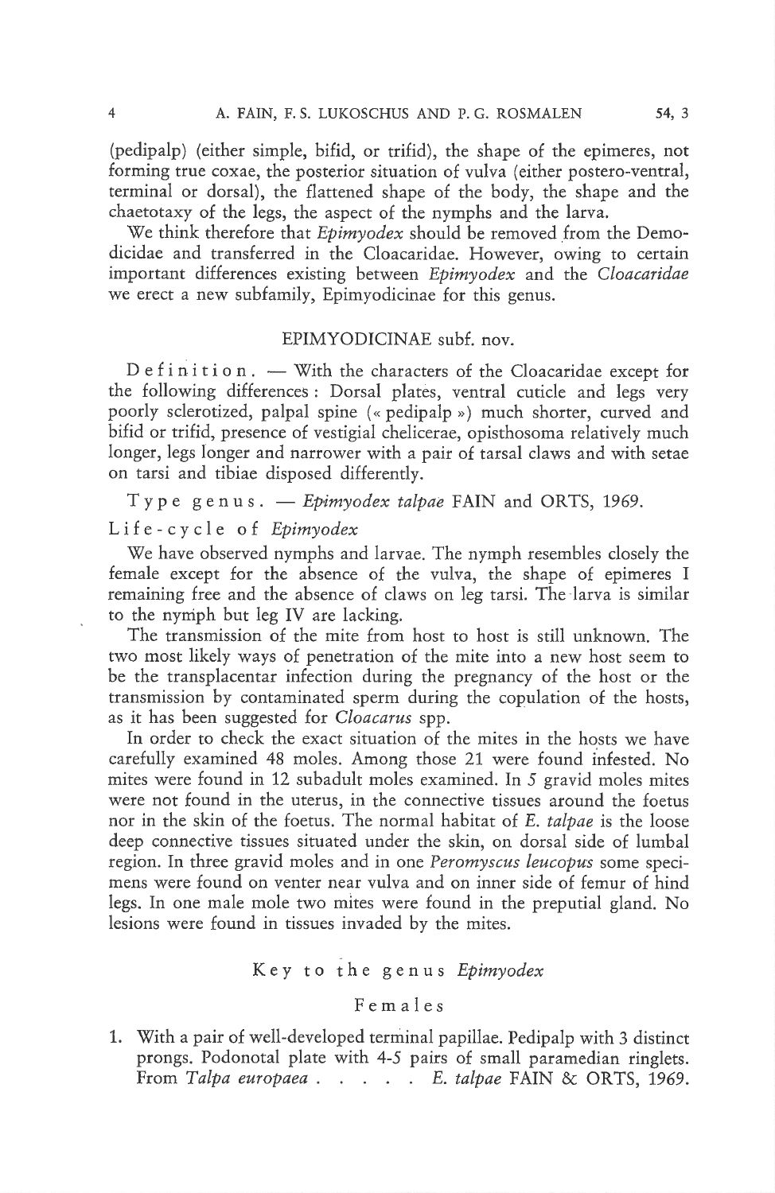(pedipalp) (either simple, bifid, or trifid), the shape of the epimeres, not forming true coxae, the posterior situation of vulva (either postero-ventral, terminal or dorsal), the flattened shape of the body, the shape and the chaetotaxy of the legs, the aspect of the nymphs and the larva.

We think therefore that *Epimyodex* should be removed from the Demodicidae and transferred in the Cloacaridae. However, owing to certain important differences existing between *Epimyodex* and the *Cloacaridae* we erect a new subfamily, Epimyodicinae for this genus.

## EPIMYODICINAE subf. nov.

Definition. — With the characters of the Cloacaridae except for the following differences : Dorsal plates, ventral cuticle and legs very poorly sclerotized, palpal spine (« pedipalp ») much shorter, curved and bifid or trifid, presence of vestigial chelicerae, opisthosoma relatively much longer, legs longer and narrower with a pair of tarsal claws and with setae on tarsi and tibiae disposed differently.

Type genus. — *Epimyodex talpae* FAIN and ORTS, 1969.

Life-cycle of *Epimyodex*

We have observed nymphs and larvae. The nymph resembles closely the female except for the absence of the vulva, the shape of epimeres I remaining free and the absence of claws on leg tarsi. The larva is similar to the nymph but leg IV are lacking.

The transmission of the mite from host to host is still unknown. The two most likely ways of penetration of the mite into a new host seem to be the transplacentar infection during the pregnancy of the host or the transmission by contaminated sperm during the copulation of the hosts, as it has been suggested for *Cloacarus* spp.

In order to check the exact situation of the mites in the hosts we have carefully examined 48 moles. Among those 21 were found infested. No mites were found in 12 subadult moles examined. In 5 gravid moles mites were not found in the uterus, in the connective tissues around the foetus nor in the skin of the foetus. The normal habitat of *E. talpae* is the loose deep connective tissues situated under the skin, on dorsal side of lumbal region. In three gravid moles and in one *Peromyscus leucopus* some specimens were found on venter near vulva and on inner side of femur of hind legs. In one male mole two mites were found in the preputial gland. No lesions were found in tissues invaded by the mites.

### Key to the genus *Epimyodex*

#### Females

1. With a pair of well-developed terminal papillae. Pedipalp with 3 distinct prongs. Podonotal plate with 4-5 pairs of small paramedian ringlets. From *Talpa europaea* . . . . . *E. talpae* FAIN & ORTS, 1969.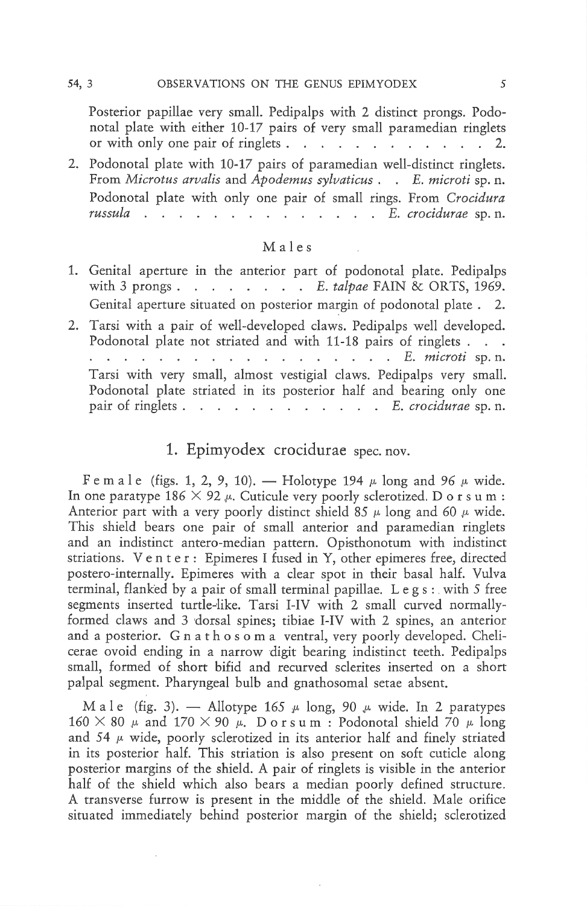Posterior papillae very small. Pedipalps with 2 distinct prongs. Podonotal plate with either 10-17 pairs of very small paramedian ringlets or with only one pair of ringlets . . . . . . . . . . . . . 2.

2. Podonotal plate with 10-17 pairs of paramedian well-distinct ringlets. From *Microtus arvalis* and *Apodemus sylvaticus* . . *E. microti* sp. n. Podonotal plate with only one pair of small rings. From *Crocidura russula* . . . . . . . . . . . . . . . *E. crocidurae* sp. n.

### Males

1. Genital aperture in the anterior part of podonotal plate. Pedipalps with 3 prongs . . . . . . . . *E. talpae* FAIN & ORTS, 1969. Genital aperture situated on posterior margin of podonotal plate . 2.

2. Tarsi with a pair of well-developed claws. Pedipalps well developed. Podonotal plate not striated and with 11-18 pairs of ringlets . . . . . . . . . . . . . . . . . . . . . *E. microti* sp. n. Tarsi with very small, almost vestigial claws. Pedipalps very small. Podonotal plate striated in its posterior half and bearing only one pair of ringlets . . . . . . . . . . . . *E. crocidurae* sp. n.

## 1. Epimyodex crocidurae spec. nov.

Female (figs. 1, 2, 9, 10). — Holotype 194 μ long and 96 μ wide. In one paratype 186 × 92 μ. Cuticule very poorly sclerotized. Dorsum: Anterior part with a very poorly distinct shield 85 μ long and 60 μ wide. This shield bears one pair of small anterior and paramedian ringlets and an indistinct antero-median pattern. Opisthonotum with indistinct striations. Venter: Epimeres I fused in Y, other epimeres free, directed postero-internally. Epimeres with a clear spot in their basal half. Vulva terminal, flanked by a pair of small terminal papillae. Legs: with 5 free segments inserted turtle-like. Tarsi I-IV with 2 small curved normally-formed claws and 3 dorsal spines; tibiae I-IV with 2 spines, an anterior and a posterior. Gnathosoma ventral, very poorly developed. Chelicerae ovoid ending in a narrow digit bearing indistinct teeth. Pedipalps small, formed of short bifid and recurved sclerites inserted on a short palpal segment. Pharyngeal bulb and gnathosomal setae absent.

Male (fig. 3). — Allotype 165 μ long, 90 μ wide. In 2 paratypes 160 × 80 μ and 170 × 90 μ. Dorsum: Podonotal shield 70 μ long and 54 μ wide, poorly sclerotized in its anterior half and finely striated in its posterior half. This striation is also present on soft cuticle along posterior margins of the shield. A pair of ringlets is visible in the anterior half of the shield which also bears a median poorly defined structure. A transverse furrow is present in the middle of the shield. Male orifice situated immediately behind posterior margin of the shield; sclerotized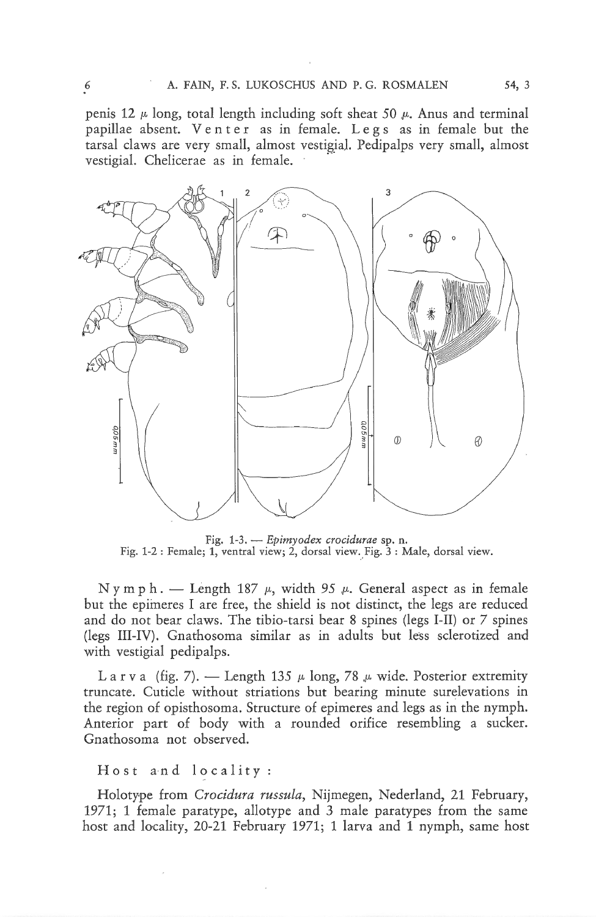penis 12 μ long, total length including soft sheat 50 μ. Anus and terminal papillae absent. Venter as in female. Legs as in female but the tarsal claws are very small, almost vestigial. Pedipalps very small, almost vestigial. Chelicerae as in female.

Fig. 1-3. — *Epimyodex crocidurae* sp. n.
Fig. 1-2 : Female; 1, ventral view; 2, dorsal view. Fig. 3 : Male, dorsal view.

Nymph. — Length 187 μ, width 95 μ. General aspect as in female but the epimeres I are free, the shield is not distinct, the legs are reduced and do not bear claws. The tibio-tarsi bear 8 spines (legs I-II) or 7 spines (legs III-IV). Gnathosoma similar as in adults but less sclerotized and with vestigial pedipalps.

Larva (fig. 7). — Length 135 μ long, 78 μ wide. Posterior extremity truncate. Cuticle without striations but bearing minute surelevations in the region of opisthosoma. Structure of epimeres and legs as in the nymph. Anterior part of body with a rounded orifice resembling a sucker. Gnathosoma not observed.

Host and locality :

Holotype from *Crocidura russula*, Nijmegen, Nederland, 21 February, 1971; 1 female paratype, allotype and 3 male paratypes from the same host and locality, 20-21 February 1971; 1 larva and 1 nymph, same host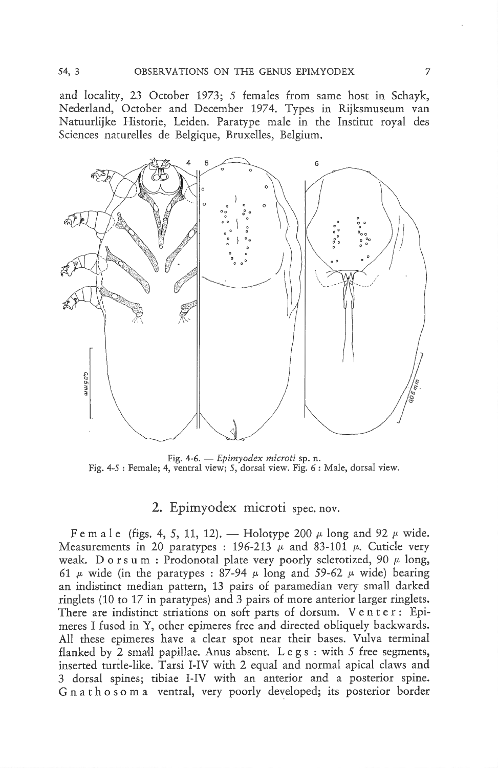and locality, 23 October 1973; 5 females from same host in Schayk, Nederland, October and December 1974. Types in Rijksmuseum van Natuurlijke Historie, Leiden. Paratype male in the Institut royal des Sciences naturelles de Belgique, Bruxelles, Belgium.

Fig. 4-6. — *Epimyodex microti* sp. n.
Fig. 4-5 : Female; 4, ventral view; 5, dorsal view. Fig. 6 : Male, dorsal view.

## 2. Epimyodex microti spec. nov.

Female (figs. 4, 5, 11, 12). — Holotype 200 μ long and 92 μ wide. Measurements in 20 paratypes : 196-213 μ and 83-101 μ. Cuticle very weak. Dorsum : Prodonotal plate very poorly sclerotized, 90 μ long, 61 μ wide (in the paratypes : 87-94 μ long and 59-62 μ wide) bearing an indistinct median pattern, 13 pairs of paramedian very small darked ringlets (10 to 17 in paratypes) and 3 pairs of more anterior larger ringlets. There are indistinct striations on soft parts of dorsum. Venter : Epimeres I fused in Y, other epimeres free and directed obliquely backwards. All these epimeres have a clear spot near their bases. Vulva terminal flanked by 2 small papillae. Anus absent. Legs : with 5 free segments, inserted turtle-like. Tarsi I-IV with 2 equal and normal apical claws and 3 dorsal spines; tibiae I-IV with an anterior and a posterior spine. Gnathosoma ventral, very poorly developed; its posterior border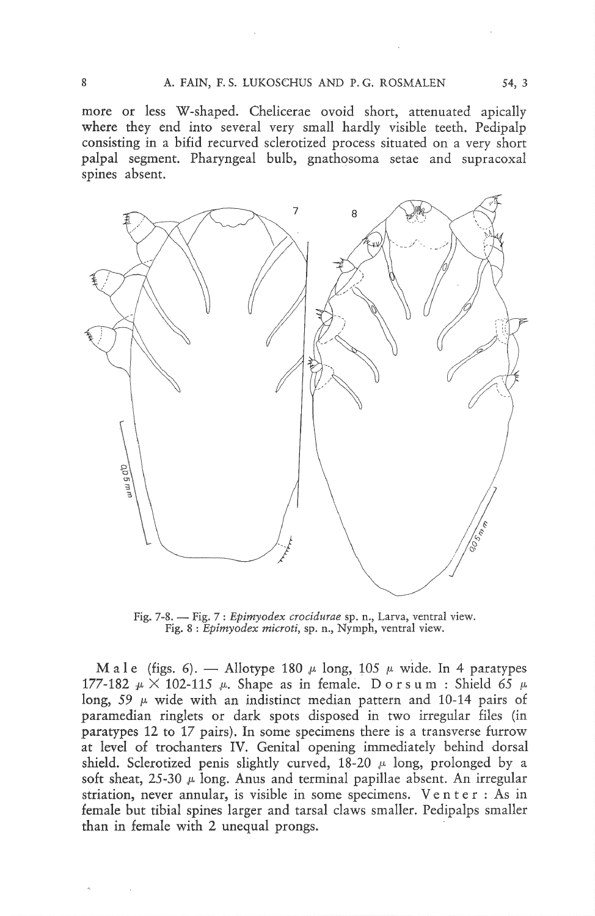more or less W-shaped. Chelicerae ovoid short, attenuated apically where they end into several very small hardly visible teeth. Pedipalp consisting in a bifid recurved sclerotized process situated on a very short palpal segment. Pharyngeal bulb, gnathosoma setae and supracoxal spines absent.

Fig. 7-8. — Fig. 7 : *Epimyodex crocidurae* sp. n., Larva, ventral view. Fig. 8 : *Epimyodex microti*, sp. n., Nymph, ventral view.

M a l e (figs. 6). — Allotype 180 µ long, 105 µ wide. In 4 paratypes 177-182 µ × 102-115 µ. Shape as in female. D o r s u m : Shield 65 µ long, 59 µ wide with an indistinct median pattern and 10-14 pairs of paramedian ringlets or dark spots disposed in two irregular files (in paratypes 12 to 17 pairs). In some specimens there is a transverse furrow at level of trochanters IV. Genital opening immediately behind dorsal shield. Sclerotized penis slightly curved, 18-20 µ long, prolonged by a soft sheat, 25-30 µ long. Anus and terminal papillae absent. An irregular striation, never annular, is visible in some specimens. V e n t e r : As in female but tibial spines larger and tarsal claws smaller. Pedipalps smaller than in female with 2 unequal prongs.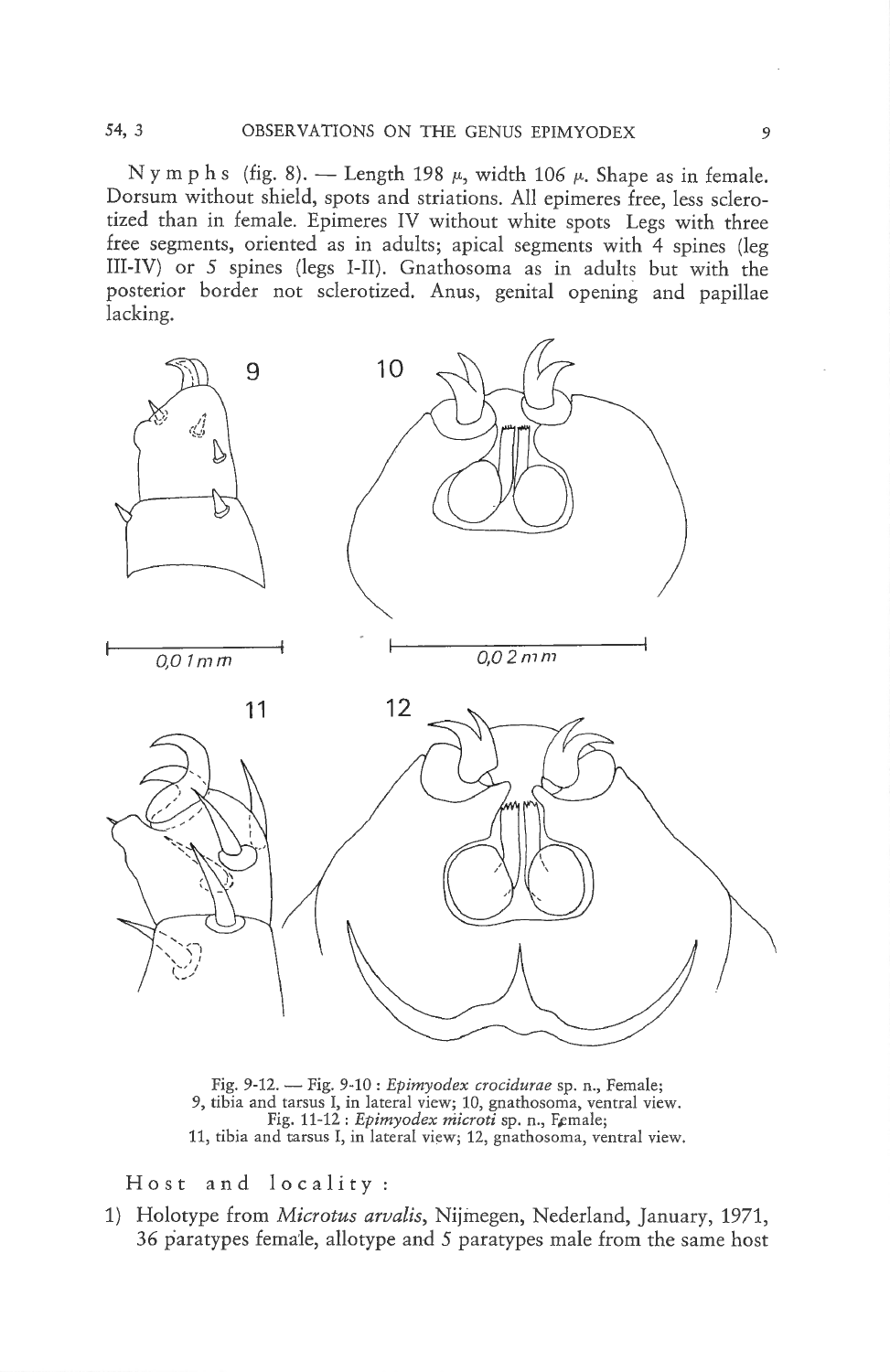N y m p h s (fig. 8). — Length 198 μ, width 106 μ. Shape as in female. Dorsum without shield, spots and striations. All epimeres free, less sclerotized than in female. Epimeres IV without white spots Legs with three free segments, oriented as in adults; apical segments with 4 spines (leg III-IV) or 5 spines (legs I-II). Gnathosoma as in adults but with the posterior border not sclerotized. Anus, genital opening and papillae lacking.

Fig. 9-12. — Fig. 9-10 : *Epimyodex crocidurae* sp. n., Female; 9, tibia and tarsus I, in lateral view; 10, gnathosoma, ventral view. Fig. 11-12 : *Epimyodex microti* sp. n., Female; 11, tibia and tarsus I, in lateral view; 12, gnathosoma, ventral view.

H o s t   a n d   l o c a l i t y :

1) Holotype from *Microtus arvalis*, Nijmegen, Nederland, January, 1971, 36 paratypes female, allotype and 5 paratypes male from the same host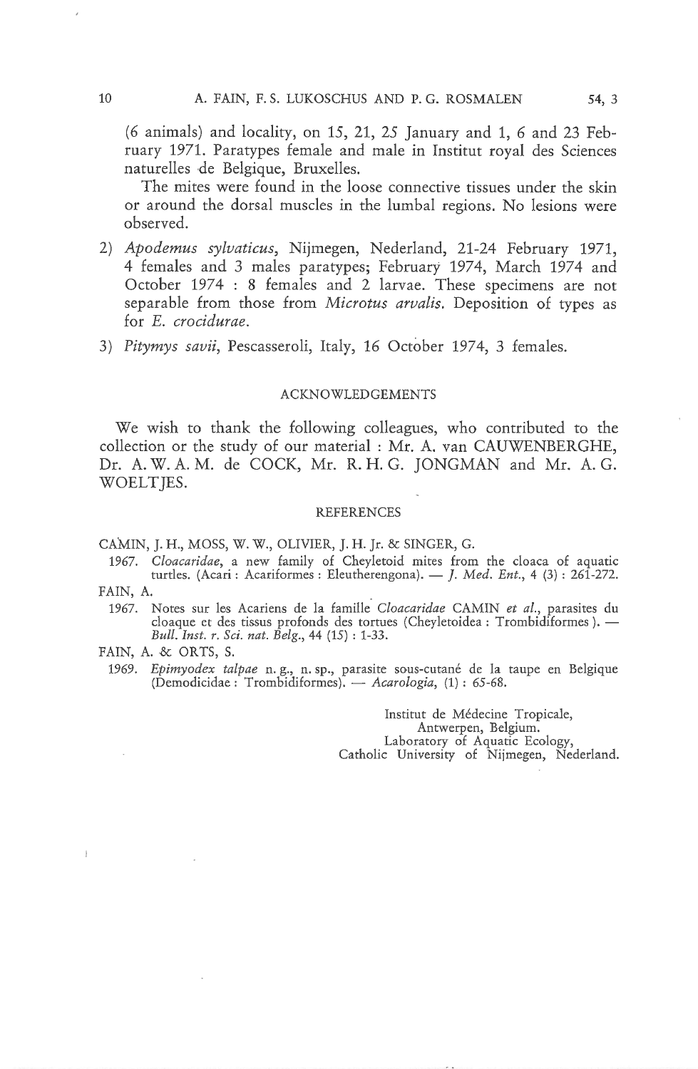(6 animals) and locality, on 15, 21, 25 January and 1, 6 and 23 February 1971. Paratypes female and male in Institut royal des Sciences naturelles de Belgique, Bruxelles.

The mites were found in the loose connective tissues under the skin or around the dorsal muscles in the lumbal regions. No lesions were observed.

2) *Apodemus sylvaticus*, Nijmegen, Nederland, 21-24 February 1971, 4 females and 3 males paratypes; February 1974, March 1974 and October 1974 : 8 females and 2 larvae. These specimens are not separable from those from *Microtus arvalis*. Deposition of types as for *E. crocidurae*.

3) *Pitymys savii*, Pescasseroli, Italy, 16 October 1974, 3 females.

## ACKNOWLEDGEMENTS

We wish to thank the following colleagues, who contributed to the collection or the study of our material : Mr. A. van CAUWENBERGHE, Dr. A. W. A. M. de COCK, Mr. R. H. G. JONGMAN and Mr. A. G. WOELTJES.

## REFERENCES

CAMIN, J. H., MOSS, W. W., OLIVIER, J. H. Jr. & SINGER, G.

1967. *Cloacaridae*, a new family of Cheyletoid mites from the cloaca of aquatic turtles. (Acari : Acariformes : Eleutherengona). — *J. Med. Ent.*, 4 (3) : 261-272.

FAIN, A.

1967. Notes sur les Acariens de la famille *Cloacaridae* CAMIN *et al.*, parasites du cloaque et des tissus profonds des tortues (Cheyletoidea : Trombidiformes ). — *Bull. Inst. r. Sci. nat. Belg.*, 44 (15) : 1-33.

FAIN, A. & ORTS, S.

1969. *Epimyodex talpae* n. g., n. sp., parasite sous-cutané de la taupe en Belgique (Demodicidae : Trombidiformes). — *Acarologia*, (1) : 65-68.

Institut de Médecine Tropicale,
Antwerpen, Belgium.
Laboratory of Aquatic Ecology,
Catholic University of Nijmegen, Nederland.